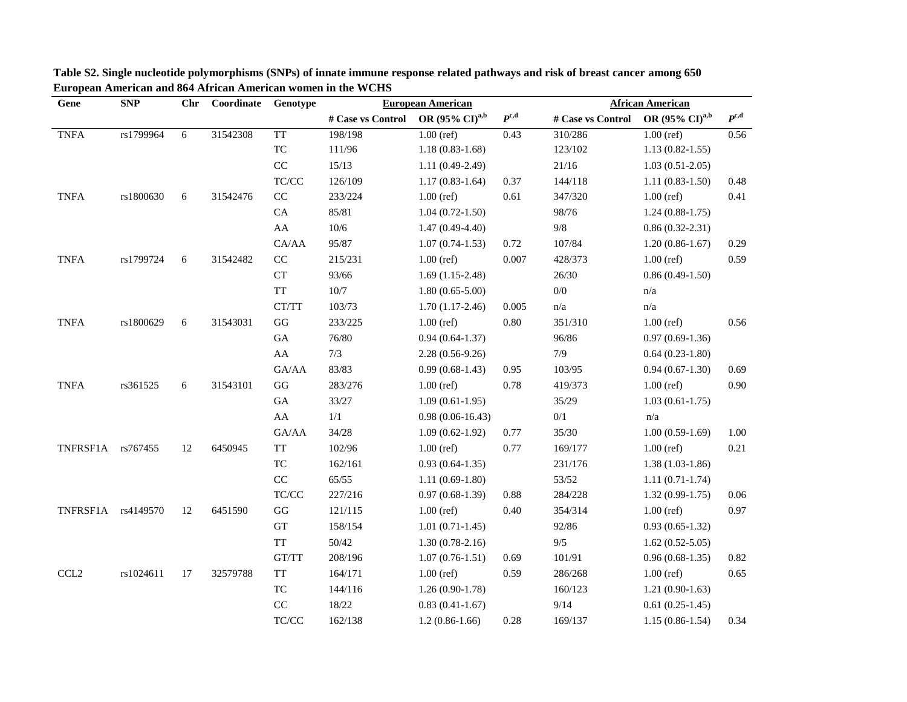**Table S2. Single nucleotide polymorphisms (SNPs) of innate immune response related pathways and risk of breast cancer among 650 European American and 864 African American women in the WCHS**

| Gene | SNP | Chr | Coordinate | Genotype | European American | | | African American | | |
|---|---|---|---|---|---|---|---|---|---|---|
| | | | | | # Case vs Control | OR (95% CI)[a,b] | $P^{c,d}$ | # Case vs Control | OR (95% CI)[a,b] | $P^{c,d}$ |
| TNFA | rs1799964 | 6 | 31542308 | TT | 198/198 | 1.00 (ref) | 0.43 | 310/286 | 1.00 (ref) | 0.56 |
| | | | | TC | 111/96 | 1.18 (0.83-1.68) | | 123/102 | 1.13 (0.82-1.55) | |
| | | | | CC | 15/13 | 1.11 (0.49-2.49) | | 21/16 | 1.03 (0.51-2.05) | |
| | | | | TC/CC | 126/109 | 1.17 (0.83-1.64) | 0.37 | 144/118 | 1.11 (0.83-1.50) | 0.48 |
| TNFA | rs1800630 | 6 | 31542476 | CC | 233/224 | 1.00 (ref) | 0.61 | 347/320 | 1.00 (ref) | 0.41 |
| | | | | CA | 85/81 | 1.04 (0.72-1.50) | | 98/76 | 1.24 (0.88-1.75) | |
| | | | | AA | 10/6 | 1.47 (0.49-4.40) | | 9/8 | 0.86 (0.32-2.31) | |
| | | | | CA/AA | 95/87 | 1.07 (0.74-1.53) | 0.72 | 107/84 | 1.20 (0.86-1.67) | 0.29 |
| TNFA | rs1799724 | 6 | 31542482 | CC | 215/231 | 1.00 (ref) | 0.007 | 428/373 | 1.00 (ref) | 0.59 |
| | | | | CT | 93/66 | 1.69 (1.15-2.48) | | 26/30 | 0.86 (0.49-1.50) | |
| | | | | TT | 10/7 | 1.80 (0.65-5.00) | | 0/0 | n/a | |
| | | | | CT/TT | 103/73 | 1.70 (1.17-2.46) | 0.005 | n/a | n/a | |
| TNFA | rs1800629 | 6 | 31543031 | GG | 233/225 | 1.00 (ref) | 0.80 | 351/310 | 1.00 (ref) | 0.56 |
| | | | | GA | 76/80 | 0.94 (0.64-1.37) | | 96/86 | 0.97 (0.69-1.36) | |
| | | | | AA | 7/3 | 2.28 (0.56-9.26) | | 7/9 | 0.64 (0.23-1.80) | |
| | | | | GA/AA | 83/83 | 0.99 (0.68-1.43) | 0.95 | 103/95 | 0.94 (0.67-1.30) | 0.69 |
| TNFA | rs361525 | 6 | 31543101 | GG | 283/276 | 1.00 (ref) | 0.78 | 419/373 | 1.00 (ref) | 0.90 |
| | | | | GA | 33/27 | 1.09 (0.61-1.95) | | 35/29 | 1.03 (0.61-1.75) | |
| | | | | AA | 1/1 | 0.98 (0.06-16.43) | | 0/1 | n/a | |
| | | | | GA/AA | 34/28 | 1.09 (0.62-1.92) | 0.77 | 35/30 | 1.00 (0.59-1.69) | 1.00 |
| TNFRSF1A | rs767455 | 12 | 6450945 | TT | 102/96 | 1.00 (ref) | 0.77 | 169/177 | 1.00 (ref) | 0.21 |
| | | | | TC | 162/161 | 0.93 (0.64-1.35) | | 231/176 | 1.38 (1.03-1.86) | |
| | | | | CC | 65/55 | 1.11 (0.69-1.80) | | 53/52 | 1.11 (0.71-1.74) | |
| | | | | TC/CC | 227/216 | 0.97 (0.68-1.39) | 0.88 | 284/228 | 1.32 (0.99-1.75) | 0.06 |
| TNFRSF1A | rs4149570 | 12 | 6451590 | GG | 121/115 | 1.00 (ref) | 0.40 | 354/314 | 1.00 (ref) | 0.97 |
| | | | | GT | 158/154 | 1.01 (0.71-1.45) | | 92/86 | 0.93 (0.65-1.32) | |
| | | | | TT | 50/42 | 1.30 (0.78-2.16) | | 9/5 | 1.62 (0.52-5.05) | |
| | | | | GT/TT | 208/196 | 1.07 (0.76-1.51) | 0.69 | 101/91 | 0.96 (0.68-1.35) | 0.82 |
| CCL2 | rs1024611 | 17 | 32579788 | TT | 164/171 | 1.00 (ref) | 0.59 | 286/268 | 1.00 (ref) | 0.65 |
| | | | | TC | 144/116 | 1.26 (0.90-1.78) | | 160/123 | 1.21 (0.90-1.63) | |
| | | | | CC | 18/22 | 0.83 (0.41-1.67) | | 9/14 | 0.61 (0.25-1.45) | |
| | | | | TC/CC | 162/138 | 1.2 (0.86-1.66) | 0.28 | 169/137 | 1.15 (0.86-1.54) | 0.34 |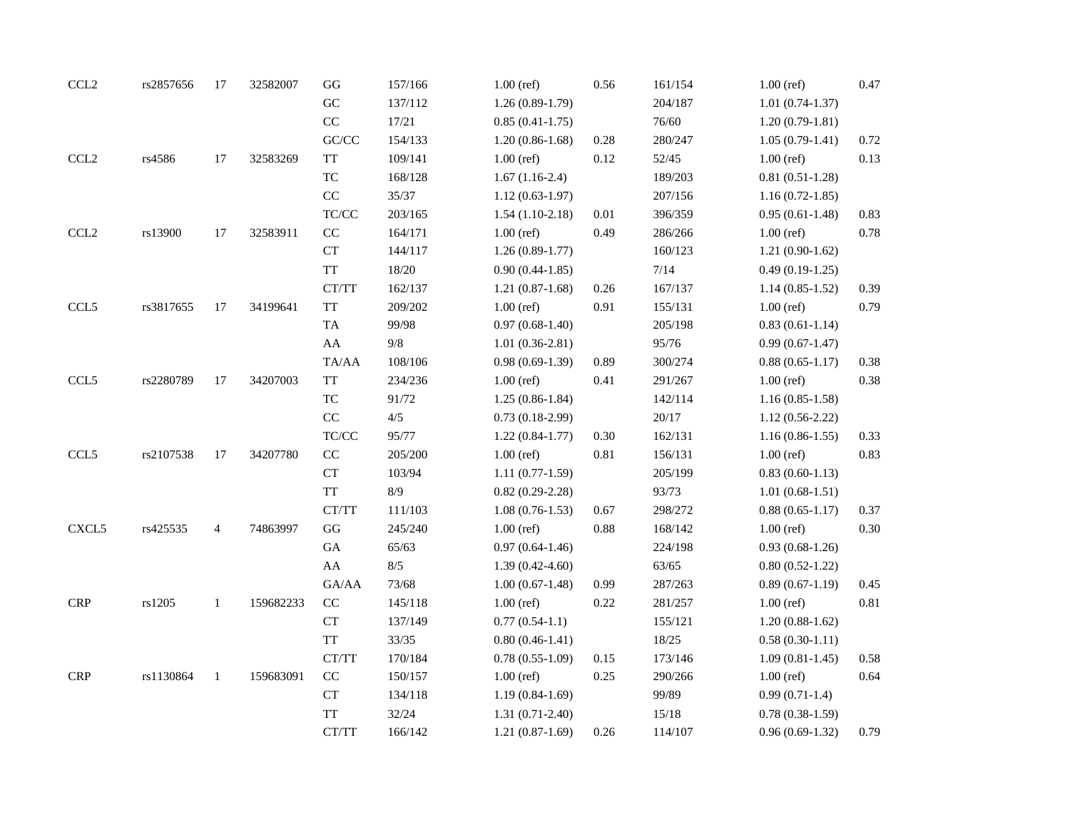| | | | | | | | | | | |
|---|---|---|---|---|---|---|---|---|---|---|
| CCL2 | rs2857656 | 17 | 32582007 | GG | 157/166 | 1.00 (ref) | 0.56 | 161/154 | 1.00 (ref) | 0.47 |
| | | | | GC | 137/112 | 1.26 (0.89-1.79) | | 204/187 | 1.01 (0.74-1.37) | |
| | | | | CC | 17/21 | 0.85 (0.41-1.75) | | 76/60 | 1.20 (0.79-1.81) | |
| | | | | GC/CC | 154/133 | 1.20 (0.86-1.68) | 0.28 | 280/247 | 1.05 (0.79-1.41) | 0.72 |
| CCL2 | rs4586 | 17 | 32583269 | TT | 109/141 | 1.00 (ref) | 0.12 | 52/45 | 1.00 (ref) | 0.13 |
| | | | | TC | 168/128 | 1.67 (1.16-2.4) | | 189/203 | 0.81 (0.51-1.28) | |
| | | | | CC | 35/37 | 1.12 (0.63-1.97) | | 207/156 | 1.16 (0.72-1.85) | |
| | | | | TC/CC | 203/165 | 1.54 (1.10-2.18) | 0.01 | 396/359 | 0.95 (0.61-1.48) | 0.83 |
| CCL2 | rs13900 | 17 | 32583911 | CC | 164/171 | 1.00 (ref) | 0.49 | 286/266 | 1.00 (ref) | 0.78 |
| | | | | CT | 144/117 | 1.26 (0.89-1.77) | | 160/123 | 1.21 (0.90-1.62) | |
| | | | | TT | 18/20 | 0.90 (0.44-1.85) | | 7/14 | 0.49 (0.19-1.25) | |
| | | | | CT/TT | 162/137 | 1.21 (0.87-1.68) | 0.26 | 167/137 | 1.14 (0.85-1.52) | 0.39 |
| CCL5 | rs3817655 | 17 | 34199641 | TT | 209/202 | 1.00 (ref) | 0.91 | 155/131 | 1.00 (ref) | 0.79 |
| | | | | TA | 99/98 | 0.97 (0.68-1.40) | | 205/198 | 0.83 (0.61-1.14) | |
| | | | | AA | 9/8 | 1.01 (0.36-2.81) | | 95/76 | 0.99 (0.67-1.47) | |
| | | | | TA/AA | 108/106 | 0.98 (0.69-1.39) | 0.89 | 300/274 | 0.88 (0.65-1.17) | 0.38 |
| CCL5 | rs2280789 | 17 | 34207003 | TT | 234/236 | 1.00 (ref) | 0.41 | 291/267 | 1.00 (ref) | 0.38 |
| | | | | TC | 91/72 | 1.25 (0.86-1.84) | | 142/114 | 1.16 (0.85-1.58) | |
| | | | | CC | 4/5 | 0.73 (0.18-2.99) | | 20/17 | 1.12 (0.56-2.22) | |
| | | | | TC/CC | 95/77 | 1.22 (0.84-1.77) | 0.30 | 162/131 | 1.16 (0.86-1.55) | 0.33 |
| CCL5 | rs2107538 | 17 | 34207780 | CC | 205/200 | 1.00 (ref) | 0.81 | 156/131 | 1.00 (ref) | 0.83 |
| | | | | CT | 103/94 | 1.11 (0.77-1.59) | | 205/199 | 0.83 (0.60-1.13) | |
| | | | | TT | 8/9 | 0.82 (0.29-2.28) | | 93/73 | 1.01 (0.68-1.51) | |
| | | | | CT/TT | 111/103 | 1.08 (0.76-1.53) | 0.67 | 298/272 | 0.88 (0.65-1.17) | 0.37 |
| CXCL5 | rs425535 | 4 | 74863997 | GG | 245/240 | 1.00 (ref) | 0.88 | 168/142 | 1.00 (ref) | 0.30 |
| | | | | GA | 65/63 | 0.97 (0.64-1.46) | | 224/198 | 0.93 (0.68-1.26) | |
| | | | | AA | 8/5 | 1.39 (0.42-4.60) | | 63/65 | 0.80 (0.52-1.22) | |
| | | | | GA/AA | 73/68 | 1.00 (0.67-1.48) | 0.99 | 287/263 | 0.89 (0.67-1.19) | 0.45 |
| CRP | rs1205 | 1 | 159682233 | CC | 145/118 | 1.00 (ref) | 0.22 | 281/257 | 1.00 (ref) | 0.81 |
| | | | | CT | 137/149 | 0.77 (0.54-1.1) | | 155/121 | 1.20 (0.88-1.62) | |
| | | | | TT | 33/35 | 0.80 (0.46-1.41) | | 18/25 | 0.58 (0.30-1.11) | |
| | | | | CT/TT | 170/184 | 0.78 (0.55-1.09) | 0.15 | 173/146 | 1.09 (0.81-1.45) | 0.58 |
| CRP | rs1130864 | 1 | 159683091 | CC | 150/157 | 1.00 (ref) | 0.25 | 290/266 | 1.00 (ref) | 0.64 |
| | | | | CT | 134/118 | 1.19 (0.84-1.69) | | 99/89 | 0.99 (0.71-1.4) | |
| | | | | TT | 32/24 | 1.31 (0.71-2.40) | | 15/18 | 0.78 (0.38-1.59) | |
| | | | | CT/TT | 166/142 | 1.21 (0.87-1.69) | 0.26 | 114/107 | 0.96 (0.69-1.32) | 0.79 |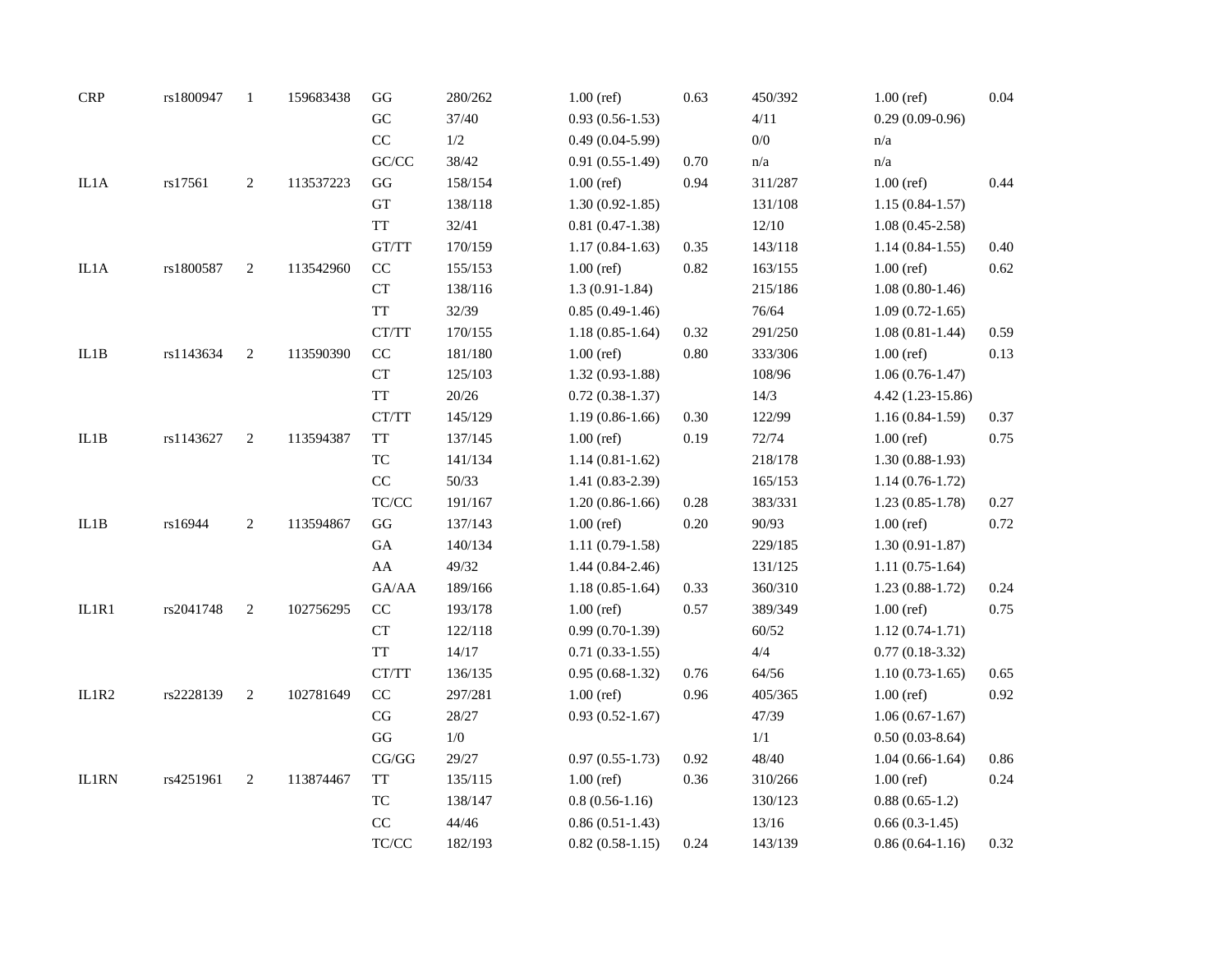| | | | | | | | | | | |
|---|---|---|---|---|---|---|---|---|---|---|
| CRP | rs1800947 | 1 | 159683438 | GG | 280/262 | 1.00 (ref) | 0.63 | 450/392 | 1.00 (ref) | 0.04 |
| | | | | GC | 37/40 | 0.93 (0.56-1.53) | | 4/11 | 0.29 (0.09-0.96) | |
| | | | | CC | 1/2 | 0.49 (0.04-5.99) | | 0/0 | n/a | |
| | | | | GC/CC | 38/42 | 0.91 (0.55-1.49) | 0.70 | n/a | n/a | |
| IL1A | rs17561 | 2 | 113537223 | GG | 158/154 | 1.00 (ref) | 0.94 | 311/287 | 1.00 (ref) | 0.44 |
| | | | | GT | 138/118 | 1.30 (0.92-1.85) | | 131/108 | 1.15 (0.84-1.57) | |
| | | | | TT | 32/41 | 0.81 (0.47-1.38) | | 12/10 | 1.08 (0.45-2.58) | |
| | | | | GT/TT | 170/159 | 1.17 (0.84-1.63) | 0.35 | 143/118 | 1.14 (0.84-1.55) | 0.40 |
| IL1A | rs1800587 | 2 | 113542960 | CC | 155/153 | 1.00 (ref) | 0.82 | 163/155 | 1.00 (ref) | 0.62 |
| | | | | CT | 138/116 | 1.3 (0.91-1.84) | | 215/186 | 1.08 (0.80-1.46) | |
| | | | | TT | 32/39 | 0.85 (0.49-1.46) | | 76/64 | 1.09 (0.72-1.65) | |
| | | | | CT/TT | 170/155 | 1.18 (0.85-1.64) | 0.32 | 291/250 | 1.08 (0.81-1.44) | 0.59 |
| IL1B | rs1143634 | 2 | 113590390 | CC | 181/180 | 1.00 (ref) | 0.80 | 333/306 | 1.00 (ref) | 0.13 |
| | | | | CT | 125/103 | 1.32 (0.93-1.88) | | 108/96 | 1.06 (0.76-1.47) | |
| | | | | TT | 20/26 | 0.72 (0.38-1.37) | | 14/3 | 4.42 (1.23-15.86) | |
| | | | | CT/TT | 145/129 | 1.19 (0.86-1.66) | 0.30 | 122/99 | 1.16 (0.84-1.59) | 0.37 |
| IL1B | rs1143627 | 2 | 113594387 | TT | 137/145 | 1.00 (ref) | 0.19 | 72/74 | 1.00 (ref) | 0.75 |
| | | | | TC | 141/134 | 1.14 (0.81-1.62) | | 218/178 | 1.30 (0.88-1.93) | |
| | | | | CC | 50/33 | 1.41 (0.83-2.39) | | 165/153 | 1.14 (0.76-1.72) | |
| | | | | TC/CC | 191/167 | 1.20 (0.86-1.66) | 0.28 | 383/331 | 1.23 (0.85-1.78) | 0.27 |
| IL1B | rs16944 | 2 | 113594867 | GG | 137/143 | 1.00 (ref) | 0.20 | 90/93 | 1.00 (ref) | 0.72 |
| | | | | GA | 140/134 | 1.11 (0.79-1.58) | | 229/185 | 1.30 (0.91-1.87) | |
| | | | | AA | 49/32 | 1.44 (0.84-2.46) | | 131/125 | 1.11 (0.75-1.64) | |
| | | | | GA/AA | 189/166 | 1.18 (0.85-1.64) | 0.33 | 360/310 | 1.23 (0.88-1.72) | 0.24 |
| IL1R1 | rs2041748 | 2 | 102756295 | CC | 193/178 | 1.00 (ref) | 0.57 | 389/349 | 1.00 (ref) | 0.75 |
| | | | | CT | 122/118 | 0.99 (0.70-1.39) | | 60/52 | 1.12 (0.74-1.71) | |
| | | | | TT | 14/17 | 0.71 (0.33-1.55) | | 4/4 | 0.77 (0.18-3.32) | |
| | | | | CT/TT | 136/135 | 0.95 (0.68-1.32) | 0.76 | 64/56 | 1.10 (0.73-1.65) | 0.65 |
| IL1R2 | rs2228139 | 2 | 102781649 | CC | 297/281 | 1.00 (ref) | 0.96 | 405/365 | 1.00 (ref) | 0.92 |
| | | | | CG | 28/27 | 0.93 (0.52-1.67) | | 47/39 | 1.06 (0.67-1.67) | |
| | | | | GG | 1/0 | | | 1/1 | 0.50 (0.03-8.64) | |
| | | | | CG/GG | 29/27 | 0.97 (0.55-1.73) | 0.92 | 48/40 | 1.04 (0.66-1.64) | 0.86 |
| IL1RN | rs4251961 | 2 | 113874467 | TT | 135/115 | 1.00 (ref) | 0.36 | 310/266 | 1.00 (ref) | 0.24 |
| | | | | TC | 138/147 | 0.8 (0.56-1.16) | | 130/123 | 0.88 (0.65-1.2) | |
| | | | | CC | 44/46 | 0.86 (0.51-1.43) | | 13/16 | 0.66 (0.3-1.45) | |
| | | | | TC/CC | 182/193 | 0.82 (0.58-1.15) | 0.24 | 143/139 | 0.86 (0.64-1.16) | 0.32 |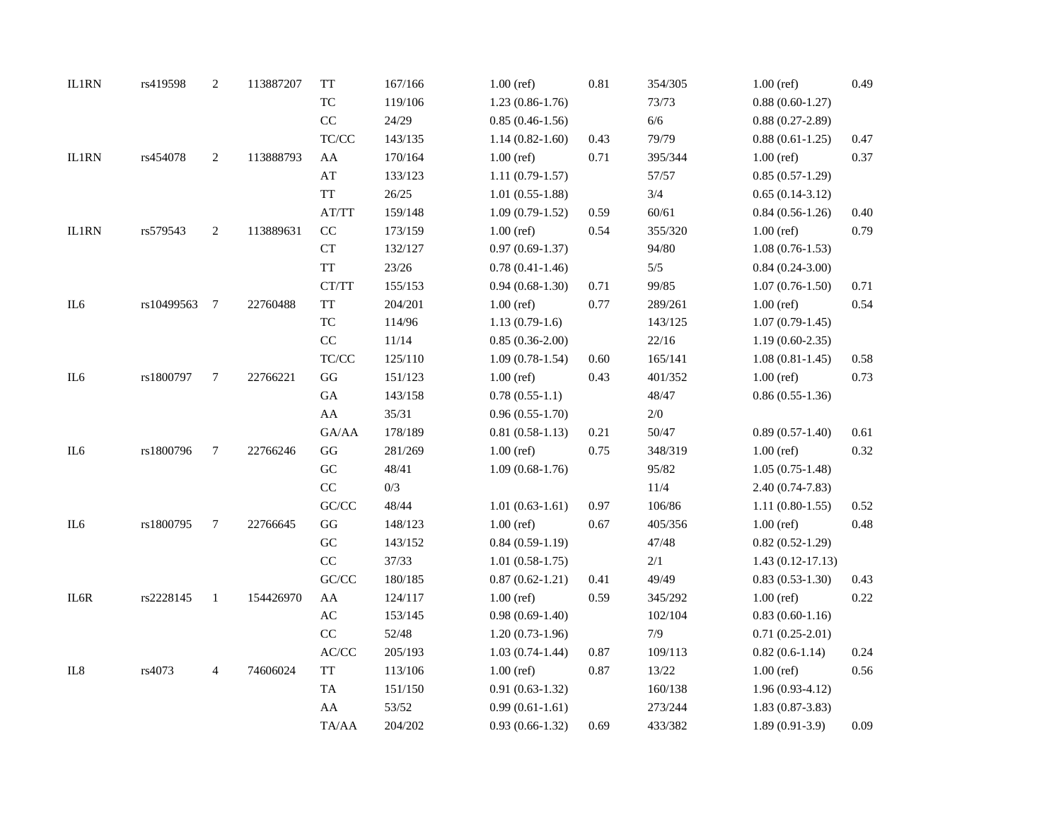| | | | | | | | | | | |
|---|---|---|---|---|---|---|---|---|---|---|
| IL1RN | rs419598 | 2 | 113887207 | TT | 167/166 | 1.00 (ref) | 0.81 | 354/305 | 1.00 (ref) | 0.49 |
| | | | | TC | 119/106 | 1.23 (0.86-1.76) | | 73/73 | 0.88 (0.60-1.27) | |
| | | | | CC | 24/29 | 0.85 (0.46-1.56) | | 6/6 | 0.88 (0.27-2.89) | |
| | | | | TC/CC | 143/135 | 1.14 (0.82-1.60) | 0.43 | 79/79 | 0.88 (0.61-1.25) | 0.47 |
| IL1RN | rs454078 | 2 | 113888793 | AA | 170/164 | 1.00 (ref) | 0.71 | 395/344 | 1.00 (ref) | 0.37 |
| | | | | AT | 133/123 | 1.11 (0.79-1.57) | | 57/57 | 0.85 (0.57-1.29) | |
| | | | | TT | 26/25 | 1.01 (0.55-1.88) | | 3/4 | 0.65 (0.14-3.12) | |
| | | | | AT/TT | 159/148 | 1.09 (0.79-1.52) | 0.59 | 60/61 | 0.84 (0.56-1.26) | 0.40 |
| IL1RN | rs579543 | 2 | 113889631 | CC | 173/159 | 1.00 (ref) | 0.54 | 355/320 | 1.00 (ref) | 0.79 |
| | | | | CT | 132/127 | 0.97 (0.69-1.37) | | 94/80 | 1.08 (0.76-1.53) | |
| | | | | TT | 23/26 | 0.78 (0.41-1.46) | | 5/5 | 0.84 (0.24-3.00) | |
| | | | | CT/TT | 155/153 | 0.94 (0.68-1.30) | 0.71 | 99/85 | 1.07 (0.76-1.50) | 0.71 |
| IL6 | rs10499563 | 7 | 22760488 | TT | 204/201 | 1.00 (ref) | 0.77 | 289/261 | 1.00 (ref) | 0.54 |
| | | | | TC | 114/96 | 1.13 (0.79-1.6) | | 143/125 | 1.07 (0.79-1.45) | |
| | | | | CC | 11/14 | 0.85 (0.36-2.00) | | 22/16 | 1.19 (0.60-2.35) | |
| | | | | TC/CC | 125/110 | 1.09 (0.78-1.54) | 0.60 | 165/141 | 1.08 (0.81-1.45) | 0.58 |
| IL6 | rs1800797 | 7 | 22766221 | GG | 151/123 | 1.00 (ref) | 0.43 | 401/352 | 1.00 (ref) | 0.73 |
| | | | | GA | 143/158 | 0.78 (0.55-1.1) | | 48/47 | 0.86 (0.55-1.36) | |
| | | | | AA | 35/31 | 0.96 (0.55-1.70) | | 2/0 | | |
| | | | | GA/AA | 178/189 | 0.81 (0.58-1.13) | 0.21 | 50/47 | 0.89 (0.57-1.40) | 0.61 |
| IL6 | rs1800796 | 7 | 22766246 | GG | 281/269 | 1.00 (ref) | 0.75 | 348/319 | 1.00 (ref) | 0.32 |
| | | | | GC | 48/41 | 1.09 (0.68-1.76) | | 95/82 | 1.05 (0.75-1.48) | |
| | | | | CC | 0/3 | | | 11/4 | 2.40 (0.74-7.83) | |
| | | | | GC/CC | 48/44 | 1.01 (0.63-1.61) | 0.97 | 106/86 | 1.11 (0.80-1.55) | 0.52 |
| IL6 | rs1800795 | 7 | 22766645 | GG | 148/123 | 1.00 (ref) | 0.67 | 405/356 | 1.00 (ref) | 0.48 |
| | | | | GC | 143/152 | 0.84 (0.59-1.19) | | 47/48 | 0.82 (0.52-1.29) | |
| | | | | CC | 37/33 | 1.01 (0.58-1.75) | | 2/1 | 1.43 (0.12-17.13) | |
| | | | | GC/CC | 180/185 | 0.87 (0.62-1.21) | 0.41 | 49/49 | 0.83 (0.53-1.30) | 0.43 |
| IL6R | rs2228145 | 1 | 154426970 | AA | 124/117 | 1.00 (ref) | 0.59 | 345/292 | 1.00 (ref) | 0.22 |
| | | | | AC | 153/145 | 0.98 (0.69-1.40) | | 102/104 | 0.83 (0.60-1.16) | |
| | | | | CC | 52/48 | 1.20 (0.73-1.96) | | 7/9 | 0.71 (0.25-2.01) | |
| | | | | AC/CC | 205/193 | 1.03 (0.74-1.44) | 0.87 | 109/113 | 0.82 (0.6-1.14) | 0.24 |
| IL8 | rs4073 | 4 | 74606024 | TT | 113/106 | 1.00 (ref) | 0.87 | 13/22 | 1.00 (ref) | 0.56 |
| | | | | TA | 151/150 | 0.91 (0.63-1.32) | | 160/138 | 1.96 (0.93-4.12) | |
| | | | | AA | 53/52 | 0.99 (0.61-1.61) | | 273/244 | 1.83 (0.87-3.83) | |
| | | | | TA/AA | 204/202 | 0.93 (0.66-1.32) | 0.69 | 433/382 | 1.89 (0.91-3.9) | 0.09 |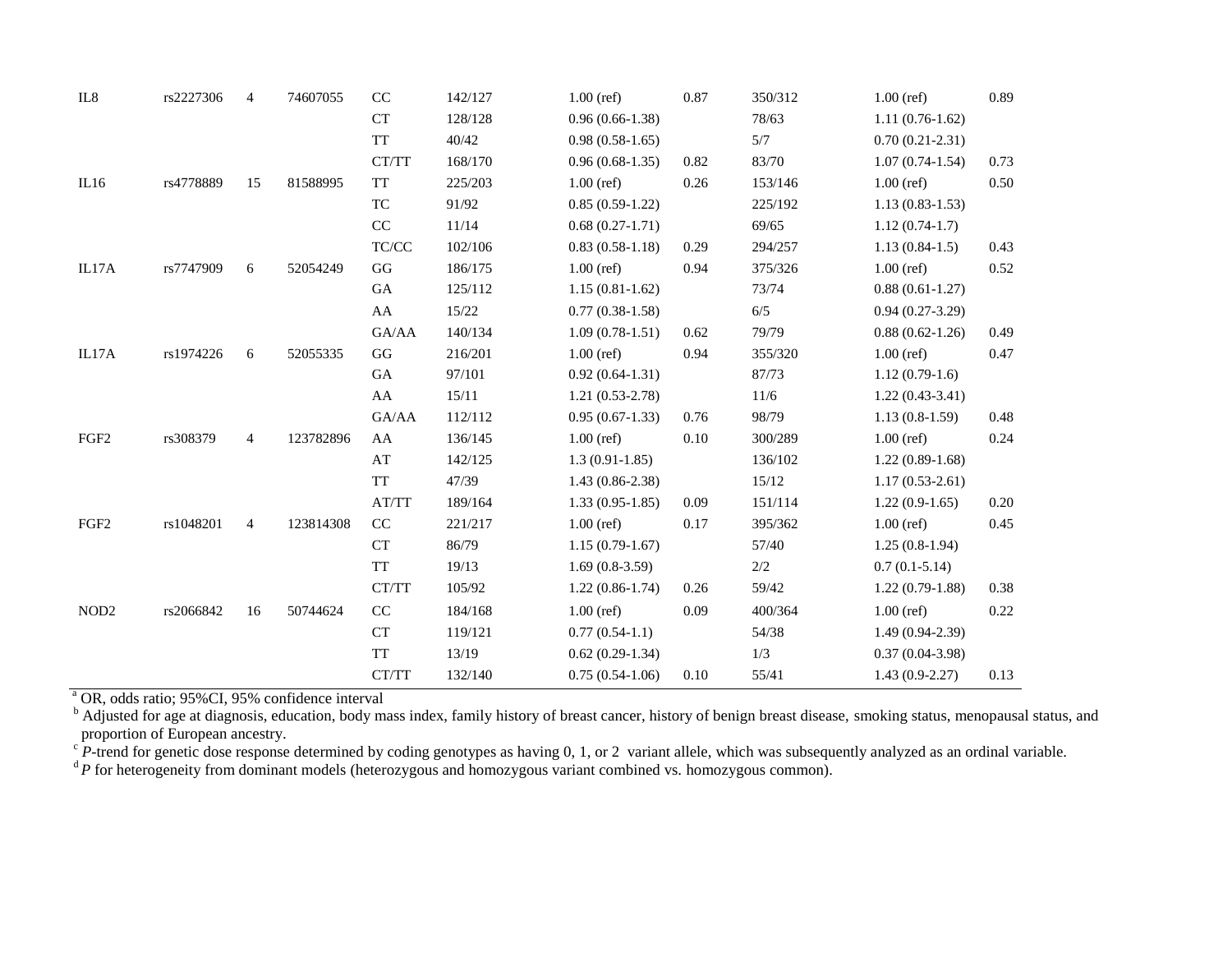| | | | | | | | | | | |
|---|---|---|---|---|---|---|---|---|---|---|
| IL8 | rs2227306 | 4 | 74607055 | CC | 142/127 | 1.00 (ref) | 0.87 | 350/312 | 1.00 (ref) | 0.89 |
| | | | | CT | 128/128 | 0.96 (0.66-1.38) | | 78/63 | 1.11 (0.76-1.62) | |
| | | | | TT | 40/42 | 0.98 (0.58-1.65) | | 5/7 | 0.70 (0.21-2.31) | |
| | | | | CT/TT | 168/170 | 0.96 (0.68-1.35) | 0.82 | 83/70 | 1.07 (0.74-1.54) | 0.73 |
| IL16 | rs4778889 | 15 | 81588995 | TT | 225/203 | 1.00 (ref) | 0.26 | 153/146 | 1.00 (ref) | 0.50 |
| | | | | TC | 91/92 | 0.85 (0.59-1.22) | | 225/192 | 1.13 (0.83-1.53) | |
| | | | | CC | 11/14 | 0.68 (0.27-1.71) | | 69/65 | 1.12 (0.74-1.7) | |
| | | | | TC/CC | 102/106 | 0.83 (0.58-1.18) | 0.29 | 294/257 | 1.13 (0.84-1.5) | 0.43 |
| IL17A | rs7747909 | 6 | 52054249 | GG | 186/175 | 1.00 (ref) | 0.94 | 375/326 | 1.00 (ref) | 0.52 |
| | | | | GA | 125/112 | 1.15 (0.81-1.62) | | 73/74 | 0.88 (0.61-1.27) | |
| | | | | AA | 15/22 | 0.77 (0.38-1.58) | | 6/5 | 0.94 (0.27-3.29) | |
| | | | | GA/AA | 140/134 | 1.09 (0.78-1.51) | 0.62 | 79/79 | 0.88 (0.62-1.26) | 0.49 |
| IL17A | rs1974226 | 6 | 52055335 | GG | 216/201 | 1.00 (ref) | 0.94 | 355/320 | 1.00 (ref) | 0.47 |
| | | | | GA | 97/101 | 0.92 (0.64-1.31) | | 87/73 | 1.12 (0.79-1.6) | |
| | | | | AA | 15/11 | 1.21 (0.53-2.78) | | 11/6 | 1.22 (0.43-3.41) | |
| | | | | GA/AA | 112/112 | 0.95 (0.67-1.33) | 0.76 | 98/79 | 1.13 (0.8-1.59) | 0.48 |
| FGF2 | rs308379 | 4 | 123782896 | AA | 136/145 | 1.00 (ref) | 0.10 | 300/289 | 1.00 (ref) | 0.24 |
| | | | | AT | 142/125 | 1.3 (0.91-1.85) | | 136/102 | 1.22 (0.89-1.68) | |
| | | | | TT | 47/39 | 1.43 (0.86-2.38) | | 15/12 | 1.17 (0.53-2.61) | |
| | | | | AT/TT | 189/164 | 1.33 (0.95-1.85) | 0.09 | 151/114 | 1.22 (0.9-1.65) | 0.20 |
| FGF2 | rs1048201 | 4 | 123814308 | CC | 221/217 | 1.00 (ref) | 0.17 | 395/362 | 1.00 (ref) | 0.45 |
| | | | | CT | 86/79 | 1.15 (0.79-1.67) | | 57/40 | 1.25 (0.8-1.94) | |
| | | | | TT | 19/13 | 1.69 (0.8-3.59) | | 2/2 | 0.7 (0.1-5.14) | |
| | | | | CT/TT | 105/92 | 1.22 (0.86-1.74) | 0.26 | 59/42 | 1.22 (0.79-1.88) | 0.38 |
| NOD2 | rs2066842 | 16 | 50744624 | CC | 184/168 | 1.00 (ref) | 0.09 | 400/364 | 1.00 (ref) | 0.22 |
| | | | | CT | 119/121 | 0.77 (0.54-1.1) | | 54/38 | 1.49 (0.94-2.39) | |
| | | | | TT | 13/19 | 0.62 (0.29-1.34) | | 1/3 | 0.37 (0.04-3.98) | |
| | | | | CT/TT | 132/140 | 0.75 (0.54-1.06) | 0.10 | 55/41 | 1.43 (0.9-2.27) | 0.13 |

[a] OR, odds ratio; 95%CI, 95% confidence interval

[b] Adjusted for age at diagnosis, education, body mass index, family history of breast cancer, history of benign breast disease, smoking status, menopausal status, and proportion of European ancestry.

[c] *P*-trend for genetic dose response determined by coding genotypes as having 0, 1, or 2 variant allele, which was subsequently analyzed as an ordinal variable.

[d] *P* for heterogeneity from dominant models (heterozygous and homozygous variant combined vs. homozygous common).